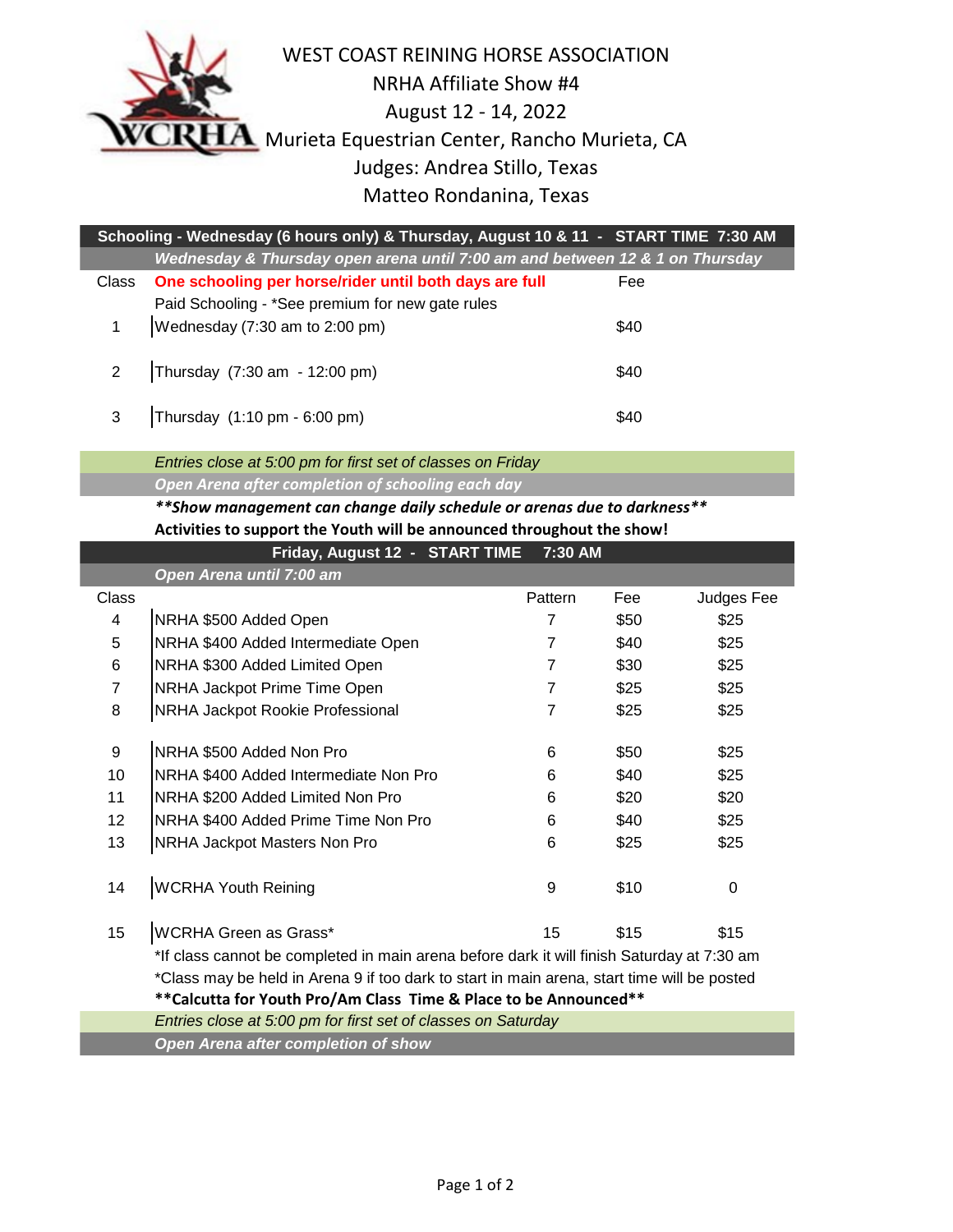# WEST COAST REINING HORSE ASSOCIATION

NRHA Affiliate Show #4

August 12 - 14, 2022

Murieta Equestrian Center, Rancho Murieta, CA

Judges: Andrea Stillo, Texas

Matteo Rondanina, Texas

## Schooling - Wednesday (6 hours only) & Thursday, August 10 & 11 - START TIME 7:30 AM

*Wednesday & Thursday open arena until 7:00 am and between 12 & 1 on Thursday*

| Class | **One schooling per horse/rider until both days are full** | Fee |
|---|---|---|
| | Paid Schooling - *See premium for new gate rules | |
| 1 | Wednesday (7:30 am to 2:00 pm) | $40 |
| 2 | Thursday (7:30 am - 12:00 pm) | $40 |
| 3 | Thursday (1:10 pm - 6:00 pm) | $40 |

*Entries close at 5:00 pm for first set of classes on Friday*

*Open Arena after completion of schooling each day*

***\*\*Show management can change daily schedule or arenas due to darkness\*\****

**Activities to support the Youth will be announced throughout the show!**

## Friday, August 12 - START TIME 7:30 AM

*Open Arena until 7:00 am*

| Class | | Pattern | Fee | Judges Fee |
|---|---|---|---|---|
| 4 | NRHA $500 Added Open | 7 | $50 | $25 |
| 5 | NRHA $400 Added Intermediate Open | 7 | $40 | $25 |
| 6 | NRHA $300 Added Limited Open | 7 | $30 | $25 |
| 7 | NRHA Jackpot Prime Time Open | 7 | $25 | $25 |
| 8 | NRHA Jackpot Rookie Professional | 7 | $25 | $25 |
| 9 | NRHA $500 Added Non Pro | 6 | $50 | $25 |
| 10 | NRHA $400 Added Intermediate Non Pro | 6 | $40 | $25 |
| 11 | NRHA $200 Added Limited Non Pro | 6 | $20 | $20 |
| 12 | NRHA $400 Added Prime Time Non Pro | 6 | $40 | $25 |
| 13 | NRHA Jackpot Masters Non Pro | 6 | $25 | $25 |
| 14 | WCRHA Youth Reining | 9 | $10 | 0 |
| 15 | WCRHA Green as Grass* | 15 | $15 | $15 |

*If class cannot be completed in main arena before dark it will finish Saturday at 7:30 am

*Class may be held in Arena 9 if too dark to start in main arena, start time will be posted

**\*\*Calcutta for Youth Pro/Am Class Time & Place to be Announced\*\***

*Entries close at 5:00 pm for first set of classes on Saturday*

*Open Arena after completion of show*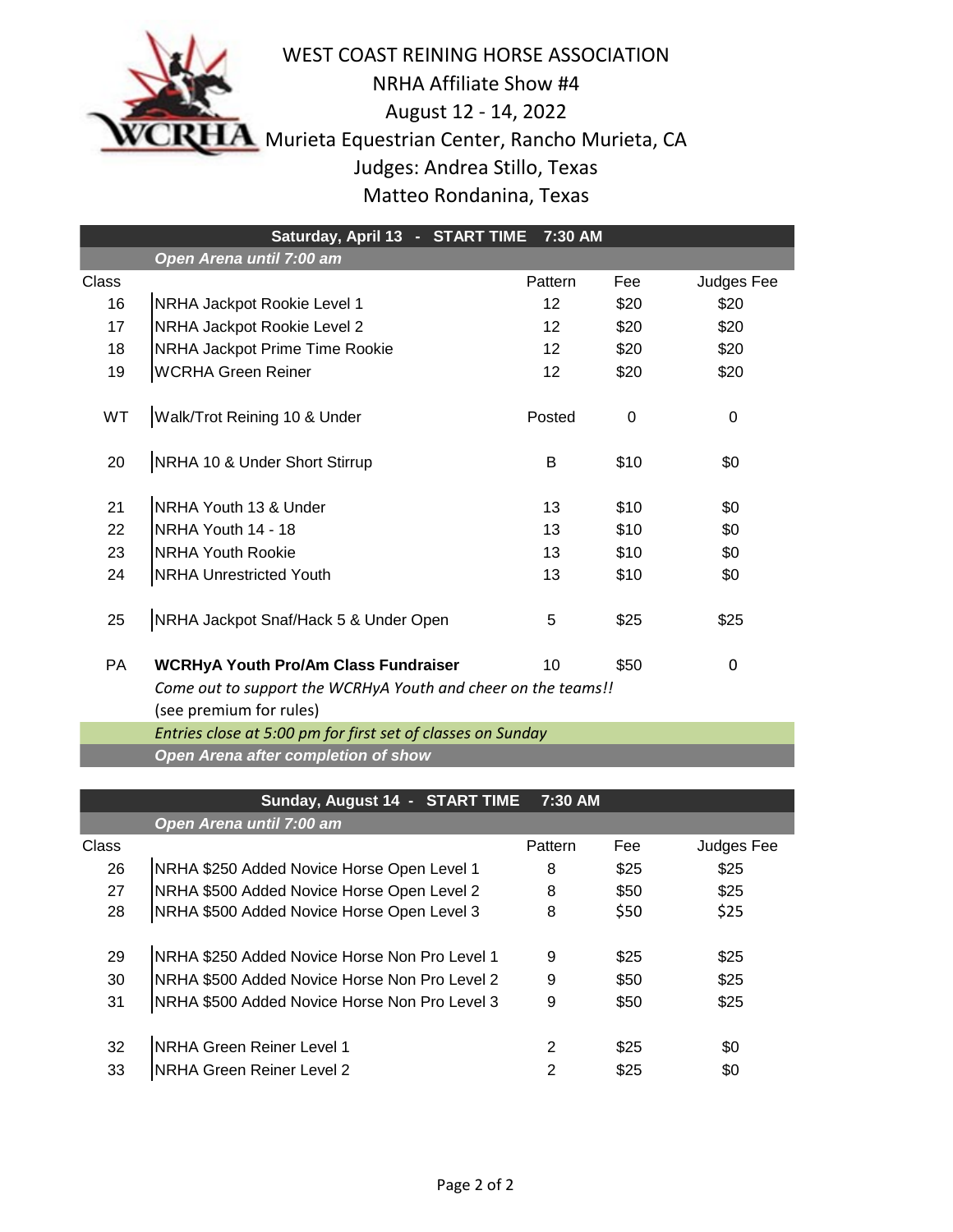# WEST COAST REINING HORSE ASSOCIATION

NRHA Affiliate Show #4
August 12 - 14, 2022
Murieta Equestrian Center, Rancho Murieta, CA
Judges: Andrea Stillo, Texas
Matteo Rondanina, Texas

**Saturday, April 13 - START TIME 7:30 AM**

***Open Arena until 7:00 am***

| Class | | Pattern | Fee | Judges Fee |
|---|---|---|---|---|
| 16 | NRHA Jackpot Rookie Level 1 | 12 | $20 | $20 |
| 17 | NRHA Jackpot Rookie Level 2 | 12 | $20 | $20 |
| 18 | NRHA Jackpot Prime Time Rookie | 12 | $20 | $20 |
| 19 | WCRHA Green Reiner | 12 | $20 | $20 |
| WT | Walk/Trot Reining 10 & Under | Posted | 0 | 0 |
| 20 | NRHA 10 & Under Short Stirrup | B | $10 | $0 |
| 21 | NRHA Youth 13 & Under | 13 | $10 | $0 |
| 22 | NRHA Youth 14 - 18 | 13 | $10 | $0 |
| 23 | NRHA Youth Rookie | 13 | $10 | $0 |
| 24 | NRHA Unrestricted Youth | 13 | $10 | $0 |
| 25 | NRHA Jackpot Snaf/Hack 5 & Under Open | 5 | $25 | $25 |
| PA | **WCRHyA Youth Pro/Am Class Fundraiser** | 10 | $50 | 0 |

*Come out to support the WCRHyA Youth and cheer on the teams!!*
(see premium for rules)

*Entries close at 5:00 pm for first set of classes on Sunday*

***Open Arena after completion of show***

**Sunday, August 14 - START TIME 7:30 AM**

***Open Arena until 7:00 am***

| Class | | Pattern | Fee | Judges Fee |
|---|---|---|---|---|
| 26 | NRHA $250 Added Novice Horse Open Level 1 | 8 | $25 | $25 |
| 27 | NRHA $500 Added Novice Horse Open Level 2 | 8 | $50 | $25 |
| 28 | NRHA $500 Added Novice Horse Open Level 3 | 8 | $50 | $25 |
| 29 | NRHA $250 Added Novice Horse Non Pro Level 1 | 9 | $25 | $25 |
| 30 | NRHA $500 Added Novice Horse Non Pro Level 2 | 9 | $50 | $25 |
| 31 | NRHA $500 Added Novice Horse Non Pro Level 3 | 9 | $50 | $25 |
| 32 | NRHA Green Reiner Level 1 | 2 | $25 | $0 |
| 33 | NRHA Green Reiner Level 2 | 2 | $25 | $0 |